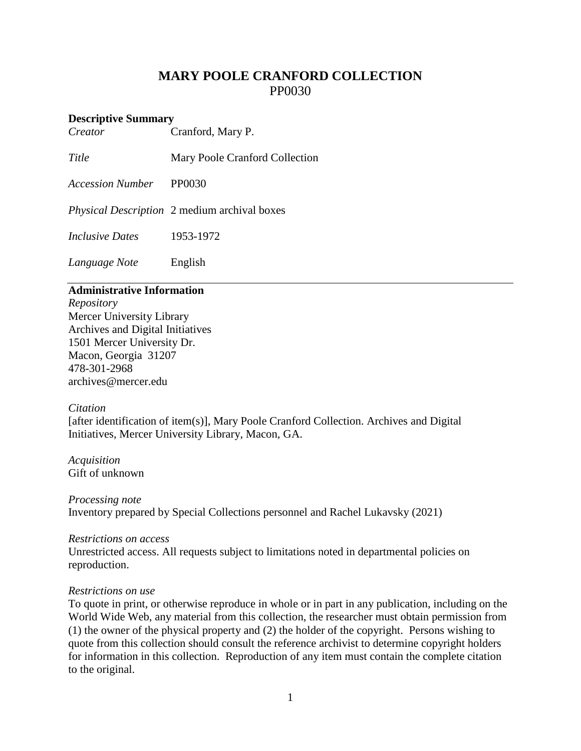# MARY POOLE CRANFORD COLLECTION
PP0030

## Descriptive Summary

| | |
|---|---|
| *Creator* | Cranford, Mary P. |
| *Title* | Mary Poole Cranford Collection |
| *Accession Number* | PP0030 |
| *Physical Description* | 2 medium archival boxes |
| *Inclusive Dates* | 1953-1972 |
| *Language Note* | English |

## Administrative Information

*Repository*
Mercer University Library
Archives and Digital Initiatives
1501 Mercer University Dr.
Macon, Georgia 31207
478-301-2968
archives@mercer.edu

*Citation*
[after identification of item(s)], Mary Poole Cranford Collection. Archives and Digital Initiatives, Mercer University Library, Macon, GA.

*Acquisition*
Gift of unknown

*Processing note*
Inventory prepared by Special Collections personnel and Rachel Lukavsky (2021)

*Restrictions on access*
Unrestricted access. All requests subject to limitations noted in departmental policies on reproduction.

*Restrictions on use*
To quote in print, or otherwise reproduce in whole or in part in any publication, including on the World Wide Web, any material from this collection, the researcher must obtain permission from (1) the owner of the physical property and (2) the holder of the copyright. Persons wishing to quote from this collection should consult the reference archivist to determine copyright holders for information in this collection. Reproduction of any item must contain the complete citation to the original.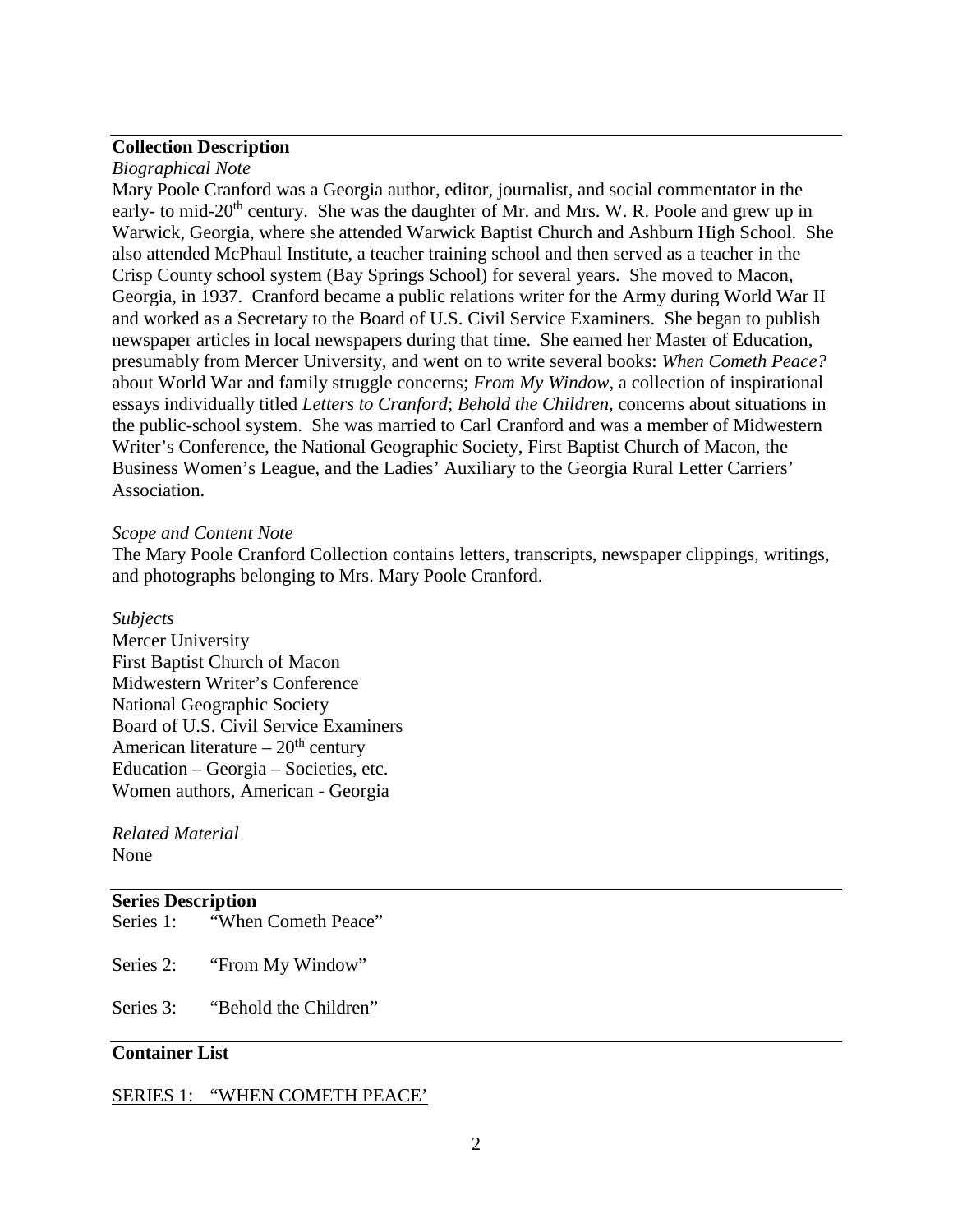## Collection Description

*Biographical Note*

Mary Poole Cranford was a Georgia author, editor, journalist, and social commentator in the early- to mid-20th century. She was the daughter of Mr. and Mrs. W. R. Poole and grew up in Warwick, Georgia, where she attended Warwick Baptist Church and Ashburn High School. She also attended McPhaul Institute, a teacher training school and then served as a teacher in the Crisp County school system (Bay Springs School) for several years. She moved to Macon, Georgia, in 1937. Cranford became a public relations writer for the Army during World War II and worked as a Secretary to the Board of U.S. Civil Service Examiners. She began to publish newspaper articles in local newspapers during that time. She earned her Master of Education, presumably from Mercer University, and went on to write several books: *When Cometh Peace?* about World War and family struggle concerns; *From My Window*, a collection of inspirational essays individually titled *Letters to Cranford*; *Behold the Children*, concerns about situations in the public-school system. She was married to Carl Cranford and was a member of Midwestern Writer's Conference, the National Geographic Society, First Baptist Church of Macon, the Business Women's League, and the Ladies' Auxiliary to the Georgia Rural Letter Carriers' Association.

*Scope and Content Note*

The Mary Poole Cranford Collection contains letters, transcripts, newspaper clippings, writings, and photographs belonging to Mrs. Mary Poole Cranford.

*Subjects*

Mercer University
First Baptist Church of Macon
Midwestern Writer's Conference
National Geographic Society
Board of U.S. Civil Service Examiners
American literature – 20th century
Education – Georgia – Societies, etc.
Women authors, American - Georgia

*Related Material*

None

## Series Description

Series 1: "When Cometh Peace"

Series 2: "From My Window"

Series 3: "Behold the Children"

## Container List

SERIES 1: "WHEN COMETH PEACE'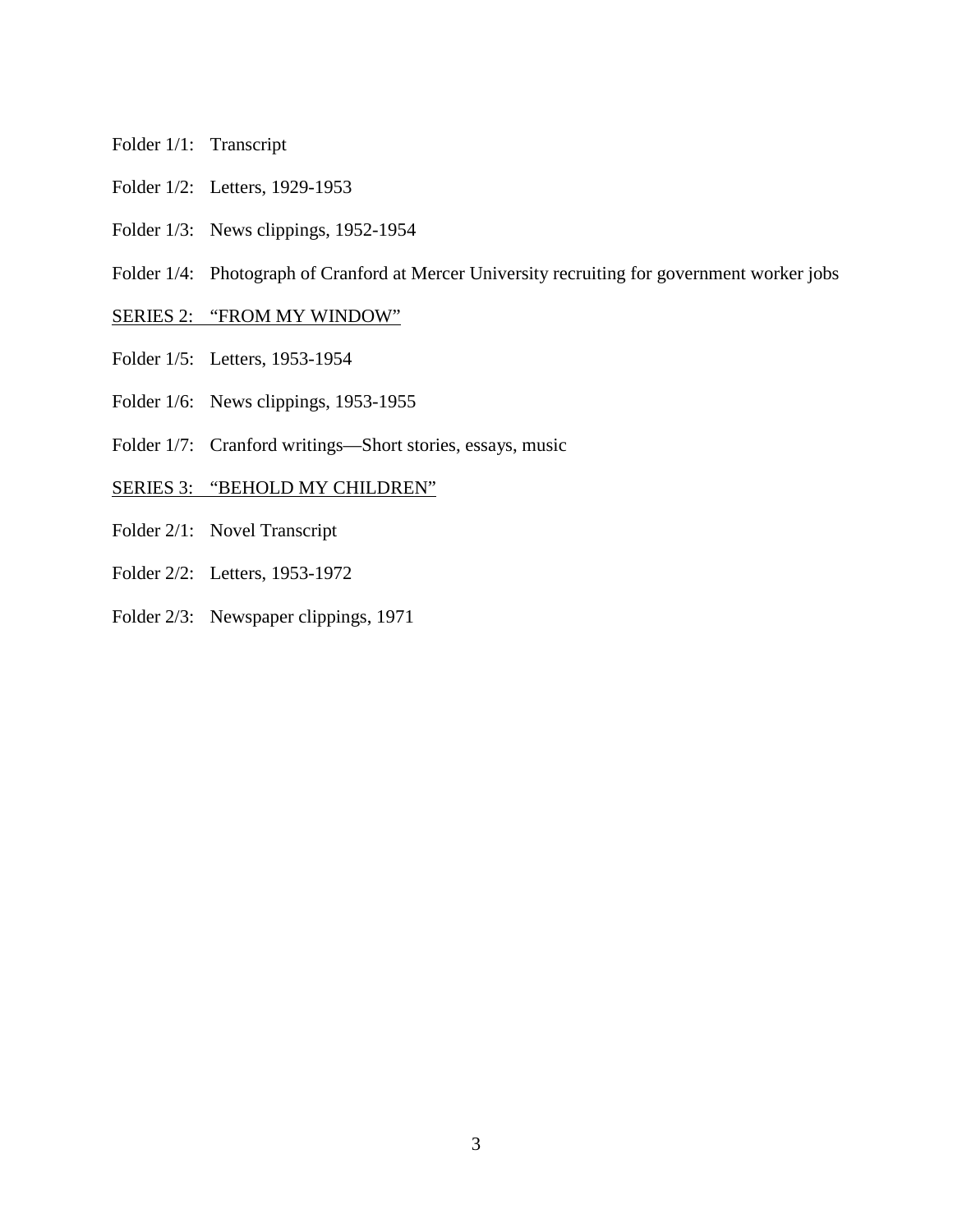Folder 1/1: Transcript

Folder 1/2: Letters, 1929-1953

Folder 1/3: News clippings, 1952-1954

Folder 1/4: Photograph of Cranford at Mercer University recruiting for government worker jobs

<u>SERIES 2: "FROM MY WINDOW"</u>

Folder 1/5: Letters, 1953-1954

Folder 1/6: News clippings, 1953-1955

Folder 1/7: Cranford writings—Short stories, essays, music

<u>SERIES 3: "BEHOLD MY CHILDREN"</u>

Folder 2/1: Novel Transcript

Folder 2/2: Letters, 1953-1972

Folder 2/3: Newspaper clippings, 1971